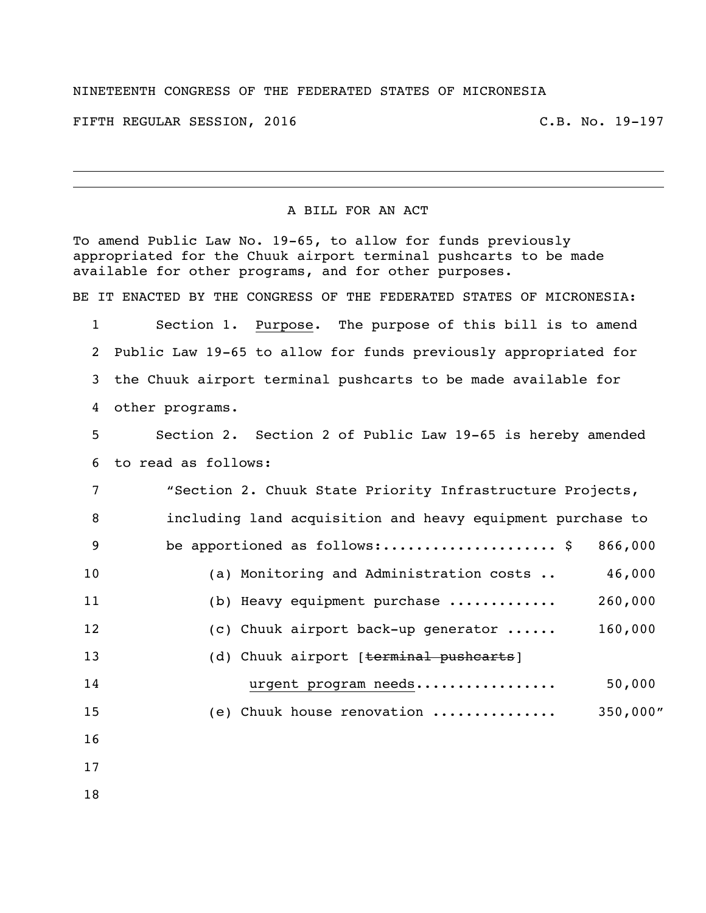NINETEENTH CONGRESS OF THE FEDERATED STATES OF MICRONESIA

FIFTH REGULAR SESSION, 2016 C.B. No. 19-197

---

A BILL FOR AN ACT

To amend Public Law No. 19-65, to allow for funds previously appropriated for the Chuuk airport terminal pushcarts to be made available for other programs, and for other purposes.

BE IT ENACTED BY THE CONGRESS OF THE FEDERATED STATES OF MICRONESIA:

Section 1. Purpose. The purpose of this bill is to amend Public Law 19-65 to allow for funds previously appropriated for the Chuuk airport terminal pushcarts to be made available for other programs.

Section 2. Section 2 of Public Law 19-65 is hereby amended to read as follows:

"Section 2. Chuuk State Priority Infrastructure Projects, including land acquisition and heavy equipment purchase to be apportioned as follows:.................... $ 866,000

(a) Monitoring and Administration costs .. 46,000

(b) Heavy equipment purchase ............ 260,000

(c) Chuuk airport back-up generator ...... 160,000

(d) Chuuk airport [~~terminal pushcarts~~] urgent program needs................. 50,000

(e) Chuuk house renovation ............... 350,000"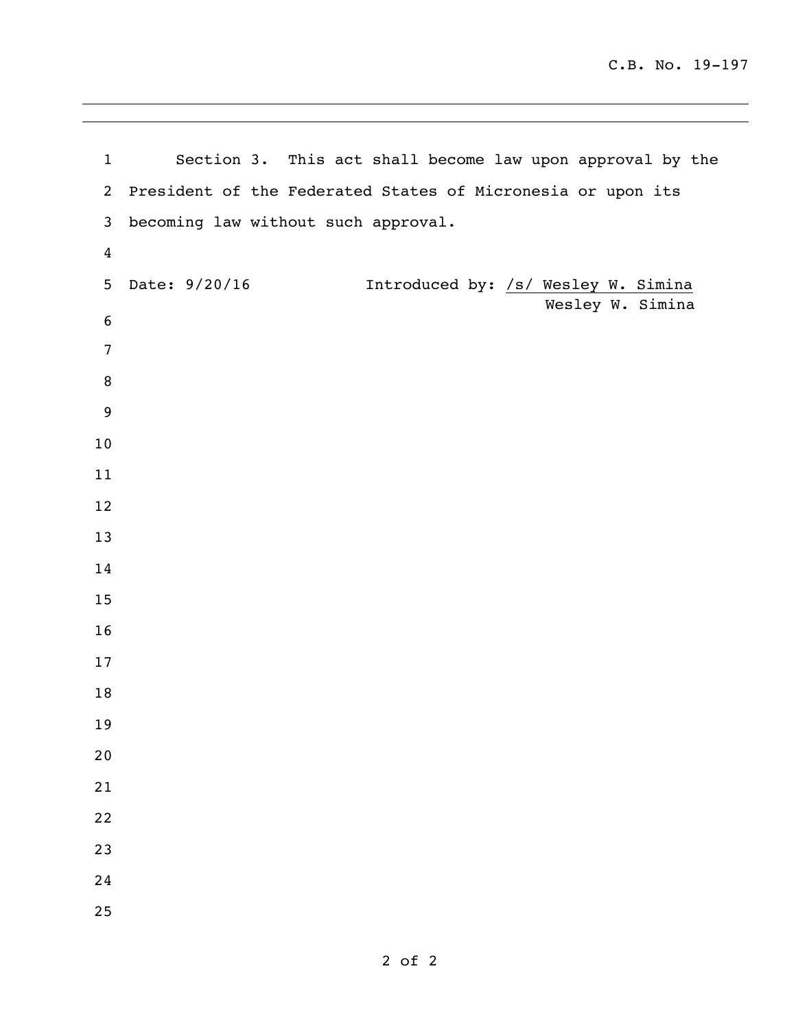Section 3. This act shall become law upon approval by the President of the Federated States of Micronesia or upon its becoming law without such approval.

Date: 9/20/16 Introduced by: /s/ Wesley W. Simina
Wesley W. Simina